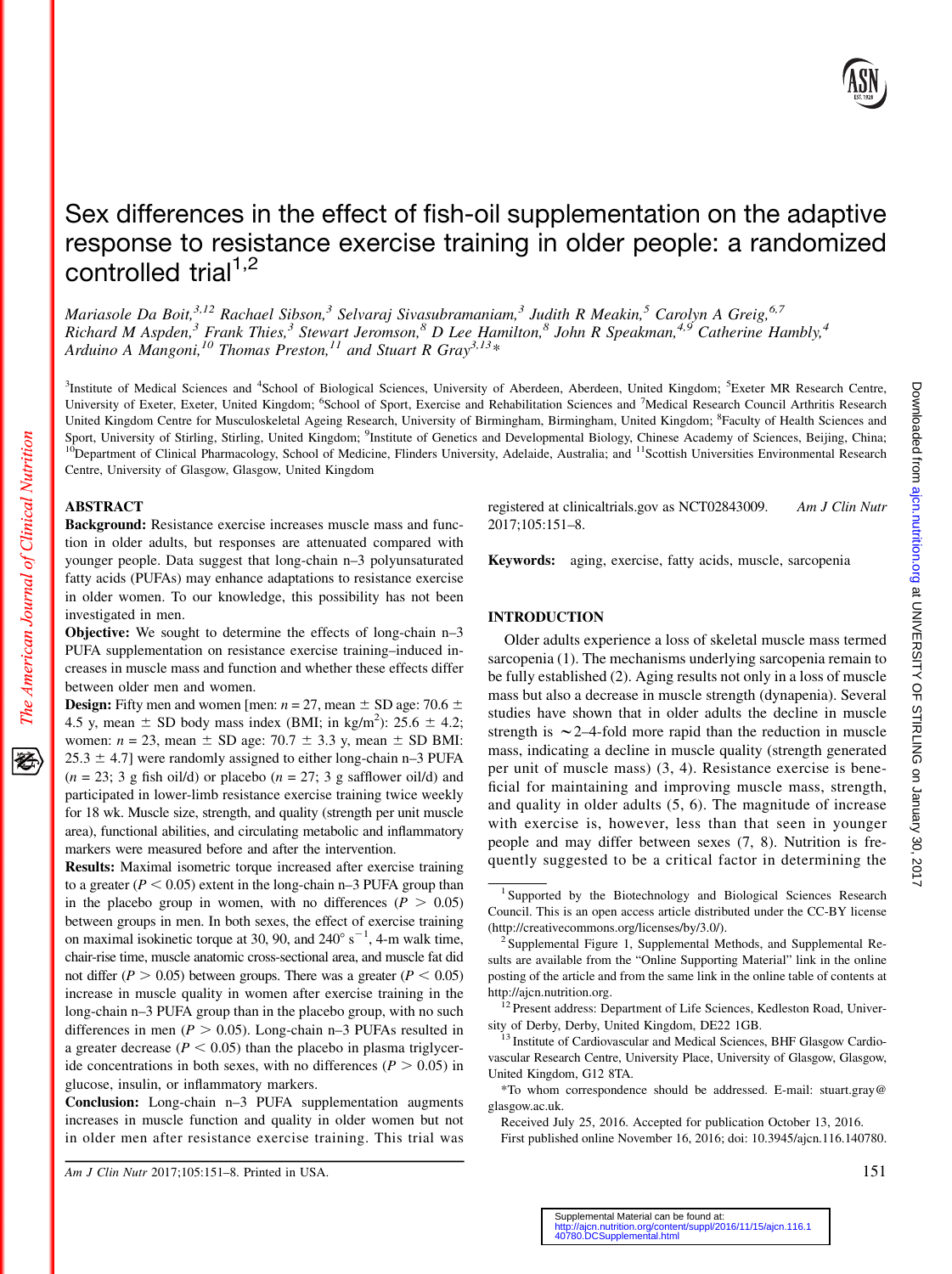# Sex differences in the effect of fish-oil supplementation on the adaptive response to resistance exercise training in older people: a randomized controlled trial[1,2]

*Mariasole Da Boit,[3,12] Rachael Sibson,[3] Selvaraj Sivasubramaniam,[3] Judith R Meakin,[5] Carolyn A Greig,[6,7] Richard M Aspden,[3] Frank Thies,[3] Stewart Jeromson,[8] D Lee Hamilton,[8] John R Speakman,[4,9] Catherine Hambly,[4] Arduino A Mangoni,[10] Thomas Preston,[11] and Stuart R Gray[3,13]**

[3]Institute of Medical Sciences and [4]School of Biological Sciences, University of Aberdeen, Aberdeen, United Kingdom; [5]Exeter MR Research Centre, University of Exeter, Exeter, United Kingdom; [6]School of Sport, Exercise and Rehabilitation Sciences and [7]Medical Research Council Arthritis Research United Kingdom Centre for Musculoskeletal Ageing Research, University of Birmingham, Birmingham, United Kingdom; [8]Faculty of Health Sciences and Sport, University of Stirling, Stirling, United Kingdom; [9]Institute of Genetics and Developmental Biology, Chinese Academy of Sciences, Beijing, China; [10]Department of Clinical Pharmacology, School of Medicine, Flinders University, Adelaide, Australia; and [11]Scottish Universities Environmental Research Centre, University of Glasgow, Glasgow, United Kingdom

## ABSTRACT

**Background:** Resistance exercise increases muscle mass and function in older adults, but responses are attenuated compared with younger people. Data suggest that long-chain n–3 polyunsaturated fatty acids (PUFAs) may enhance adaptations to resistance exercise in older women. To our knowledge, this possibility has not been investigated in men.

**Objective:** We sought to determine the effects of long-chain n–3 PUFA supplementation on resistance exercise training–induced increases in muscle mass and function and whether these effects differ between older men and women.

**Design:** Fifty men and women [men: $n = 27$, mean ± SD age: 70.6 ± 4.5 y, mean ± SD body mass index (BMI; in kg/m$^2$): 25.6 ± 4.2; women: $n = 23$, mean ± SD age: 70.7 ± 3.3 y, mean ± SD BMI: 25.3 ± 4.7] were randomly assigned to either long-chain n–3 PUFA ($n = 23$; 3 g fish oil/d) or placebo ($n = 27$; 3 g safflower oil/d) and participated in lower-limb resistance exercise training twice weekly for 18 wk. Muscle size, strength, and quality (strength per unit muscle area), functional abilities, and circulating metabolic and inflammatory markers were measured before and after the intervention.

**Results:** Maximal isometric torque increased after exercise training to a greater ($P < 0.05$) extent in the long-chain n–3 PUFA group than in the placebo group in women, with no differences ($P > 0.05$) between groups in men. In both sexes, the effect of exercise training on maximal isokinetic torque at 30, 90, and 240° s$^{-1}$, 4-m walk time, chair-rise time, muscle anatomic cross-sectional area, and muscle fat did not differ ($P > 0.05$) between groups. There was a greater ($P < 0.05$) increase in muscle quality in women after exercise training in the long-chain n–3 PUFA group than in the placebo group, with no such differences in men ($P > 0.05$). Long-chain n–3 PUFAs resulted in a greater decrease ($P < 0.05$) than the placebo in plasma triglyceride concentrations in both sexes, with no differences ($P > 0.05$) in glucose, insulin, or inflammatory markers.

**Conclusion:** Long-chain n–3 PUFA supplementation augments increases in muscle function and quality in older women but not in older men after resistance exercise training. This trial was registered at clinicaltrials.gov as NCT02843009. *Am J Clin Nutr* 2017;105:151–8.

**Keywords:** aging, exercise, fatty acids, muscle, sarcopenia

## INTRODUCTION

Older adults experience a loss of skeletal muscle mass termed sarcopenia (1). The mechanisms underlying sarcopenia remain to be fully established (2). Aging results not only in a loss of muscle mass but also a decrease in muscle strength (dynapenia). Several studies have shown that in older adults the decline in muscle strength is ~2–4-fold more rapid than the reduction in muscle mass, indicating a decline in muscle quality (strength generated per unit of muscle mass) (3, 4). Resistance exercise is beneficial for maintaining and improving muscle mass, strength, and quality in older adults (5, 6). The magnitude of increase with exercise is, however, less than that seen in younger people and may differ between sexes (7, 8). Nutrition is frequently suggested to be a critical factor in determining the

---

[1] Supported by the Biotechnology and Biological Sciences Research Council. This is an open access article distributed under the CC-BY license (http://creativecommons.org/licenses/by/3.0/).

[2] Supplemental Figure 1, Supplemental Methods, and Supplemental Results are available from the "Online Supporting Material" link in the online posting of the article and from the same link in the online table of contents at http://ajcn.nutrition.org.

[12] Present address: Department of Life Sciences, Kedleston Road, University of Derby, Derby, United Kingdom, DE22 1GB.

[13] Institute of Cardiovascular and Medical Sciences, BHF Glasgow Cardiovascular Research Centre, University Place, University of Glasgow, Glasgow, United Kingdom, G12 8TA.

*To whom correspondence should be addressed. E-mail: stuart.gray@glasgow.ac.uk.

Received July 25, 2016. Accepted for publication October 13, 2016.

First published online November 16, 2016; doi: 10.3945/ajcn.116.140780.

Supplemental Material can be found at: http://ajcn.nutrition.org/content/suppl/2016/11/15/ajcn.116.140780.DCSupplemental.html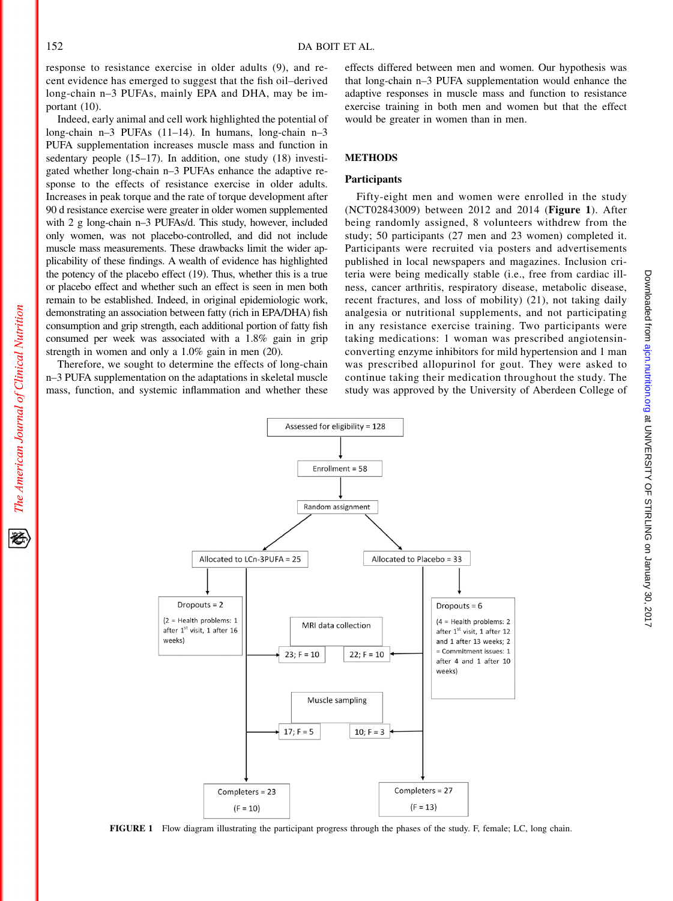response to resistance exercise in older adults (9), and recent evidence has emerged to suggest that the fish oil–derived long-chain n–3 PUFAs, mainly EPA and DHA, may be important (10).

Indeed, early animal and cell work highlighted the potential of long-chain n–3 PUFAs (11–14). In humans, long-chain n–3 PUFA supplementation increases muscle mass and function in sedentary people (15–17). In addition, one study (18) investigated whether long-chain n–3 PUFAs enhance the adaptive response to the effects of resistance exercise in older adults. Increases in peak torque and the rate of torque development after 90 d resistance exercise were greater in older women supplemented with 2 g long-chain n–3 PUFAs/d. This study, however, included only women, was not placebo-controlled, and did not include muscle mass measurements. These drawbacks limit the wider applicability of these findings. A wealth of evidence has highlighted the potency of the placebo effect (19). Thus, whether this is a true or placebo effect and whether such an effect is seen in men both remain to be established. Indeed, in original epidemiologic work, demonstrating an association between fatty (rich in EPA/DHA) fish consumption and grip strength, each additional portion of fatty fish consumed per week was associated with a 1.8% gain in grip strength in women and only a 1.0% gain in men (20).

Therefore, we sought to determine the effects of long-chain n–3 PUFA supplementation on the adaptations in skeletal muscle mass, function, and systemic inflammation and whether these effects differed between men and women. Our hypothesis was that long-chain n–3 PUFA supplementation would enhance the adaptive responses in muscle mass and function to resistance exercise training in both men and women but that the effect would be greater in women than in men.

## METHODS

### Participants

Fifty-eight men and women were enrolled in the study (NCT02843009) between 2012 and 2014 (**Figure 1**). After being randomly assigned, 8 volunteers withdrew from the study; 50 participants (27 men and 23 women) completed it. Participants were recruited via posters and advertisements published in local newspapers and magazines. Inclusion criteria were being medically stable (i.e., free from cardiac illness, cancer arthritis, respiratory disease, metabolic disease, recent fractures, and loss of mobility) (21), not taking daily analgesia or nutritional supplements, and not participating in any resistance exercise training. Two participants were taking medications: 1 woman was prescribed angiotensin-converting enzyme inhibitors for mild hypertension and 1 man was prescribed allopurinol for gout. They were asked to continue taking their medication throughout the study. The study was approved by the University of Aberdeen College of

Assessed for eligibility = 128

Enrollment = 58

Random assignment

Allocated to LCn-3PUFA = 25 | Allocated to Placebo = 33

Dropouts = 2 (2 = Health problems: 1 after 1st visit, 1 after 16 weeks) | Dropouts = 6 (4 = Health problems: 2 after 1st visit, 1 after 12 and 1 after 13 weeks; 2 = Commitment issues: 1 after 4 and 1 after 10 weeks)

MRI data collection: 23; F = 10 | 22; F = 10

Muscle sampling: 17; F = 5 | 10; F = 3

Completers = 23 (F = 10) | Completers = 27 (F = 13)

**FIGURE 1** Flow diagram illustrating the participant progress through the phases of the study. F, female; LC, long chain.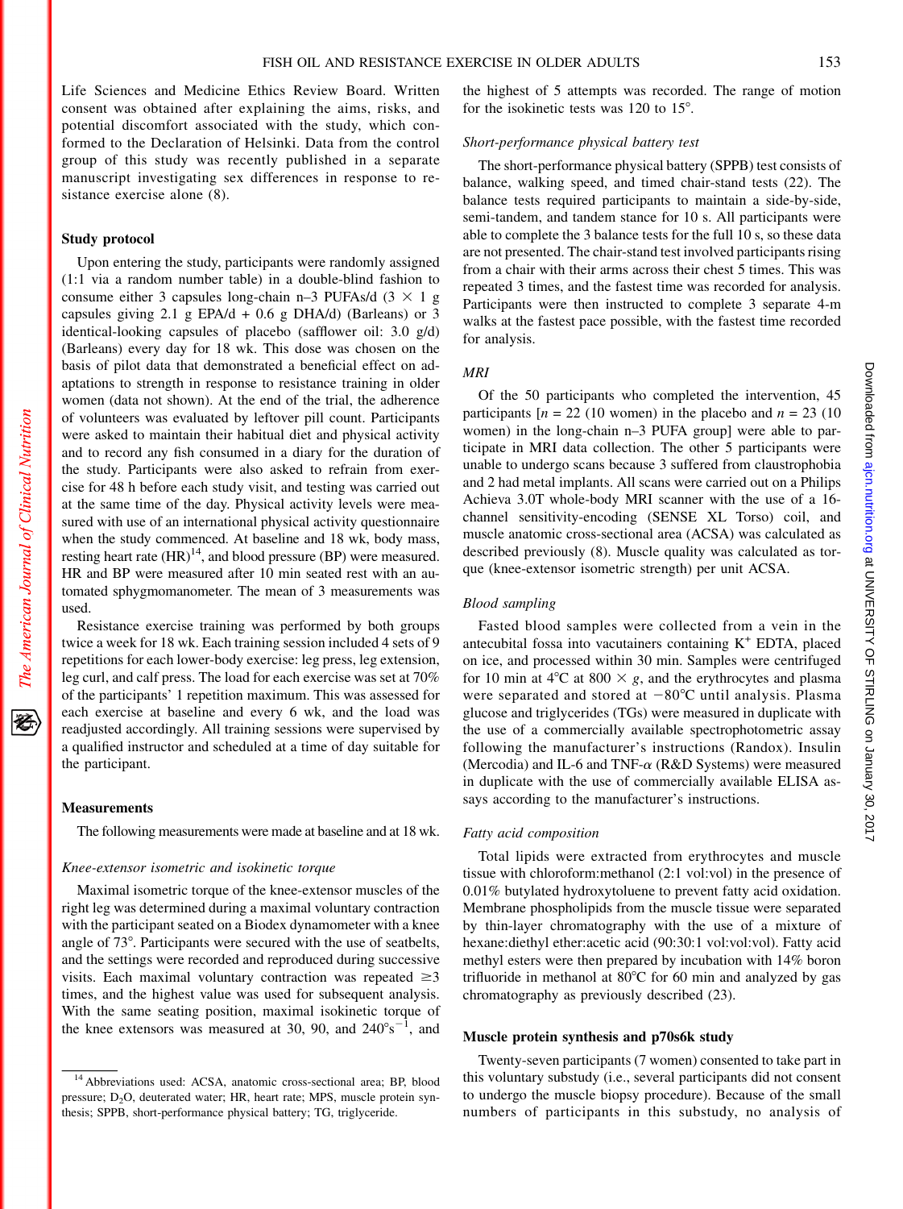Life Sciences and Medicine Ethics Review Board. Written consent was obtained after explaining the aims, risks, and potential discomfort associated with the study, which conformed to the Declaration of Helsinki. Data from the control group of this study was recently published in a separate manuscript investigating sex differences in response to resistance exercise alone (8).

### Study protocol

Upon entering the study, participants were randomly assigned (1:1 via a random number table) in a double-blind fashion to consume either 3 capsules long-chain n–3 PUFAs/d (3 × 1 g capsules giving 2.1 g EPA/d + 0.6 g DHA/d) (Barleans) or 3 identical-looking capsules of placebo (safflower oil: 3.0 g/d) (Barleans) every day for 18 wk. This dose was chosen on the basis of pilot data that demonstrated a beneficial effect on adaptations to strength in response to resistance training in older women (data not shown). At the end of the trial, the adherence of volunteers was evaluated by leftover pill count. Participants were asked to maintain their habitual diet and physical activity and to record any fish consumed in a diary for the duration of the study. Participants were also asked to refrain from exercise for 48 h before each study visit, and testing was carried out at the same time of the day. Physical activity levels were measured with use of an international physical activity questionnaire when the study commenced. At baseline and 18 wk, body mass, resting heart rate (HR)[14], and blood pressure (BP) were measured. HR and BP were measured after 10 min seated rest with an automated sphygmomanometer. The mean of 3 measurements was used.

Resistance exercise training was performed by both groups twice a week for 18 wk. Each training session included 4 sets of 9 repetitions for each lower-body exercise: leg press, leg extension, leg curl, and calf press. The load for each exercise was set at 70% of the participants' 1 repetition maximum. This was assessed for each exercise at baseline and every 6 wk, and the load was readjusted accordingly. All training sessions were supervised by a qualified instructor and scheduled at a time of day suitable for the participant.

### Measurements

The following measurements were made at baseline and at 18 wk.

*Knee-extensor isometric and isokinetic torque*

Maximal isometric torque of the knee-extensor muscles of the right leg was determined during a maximal voluntary contraction with the participant seated on a Biodex dynamometer with a knee angle of 73°. Participants were secured with the use of seatbelts, and the settings were recorded and reproduced during successive visits. Each maximal voluntary contraction was repeated ≥3 times, and the highest value was used for subsequent analysis. With the same seating position, maximal isokinetic torque of the knee extensors was measured at 30, 90, and 240°$s^{-1}$, and the highest of 5 attempts was recorded. The range of motion for the isokinetic tests was 120 to 15°.

*Short-performance physical battery test*

The short-performance physical battery (SPPB) test consists of balance, walking speed, and timed chair-stand tests (22). The balance tests required participants to maintain a side-by-side, semi-tandem, and tandem stance for 10 s. All participants were able to complete the 3 balance tests for the full 10 s, so these data are not presented. The chair-stand test involved participants rising from a chair with their arms across their chest 5 times. This was repeated 3 times, and the fastest time was recorded for analysis. Participants were then instructed to complete 3 separate 4-m walks at the fastest pace possible, with the fastest time recorded for analysis.

*MRI*

Of the 50 participants who completed the intervention, 45 participants [$n$ = 22 (10 women) in the placebo and $n$ = 23 (10 women) in the long-chain n–3 PUFA group] were able to participate in MRI data collection. The other 5 participants were unable to undergo scans because 3 suffered from claustrophobia and 2 had metal implants. All scans were carried out on a Philips Achieva 3.0T whole-body MRI scanner with the use of a 16-channel sensitivity-encoding (SENSE XL Torso) coil, and muscle anatomic cross-sectional area (ACSA) was calculated as described previously (8). Muscle quality was calculated as torque (knee-extensor isometric strength) per unit ACSA.

*Blood sampling*

Fasted blood samples were collected from a vein in the antecubital fossa into vacutainers containing $K^+$ EDTA, placed on ice, and processed within 30 min. Samples were centrifuged for 10 min at 4°C at 800 × $g$, and the erythrocytes and plasma were separated and stored at −80°C until analysis. Plasma glucose and triglycerides (TGs) were measured in duplicate with the use of a commercially available spectrophotometric assay following the manufacturer's instructions (Randox). Insulin (Mercodia) and IL-6 and TNF-$\alpha$ (R&D Systems) were measured in duplicate with the use of commercially available ELISA assays according to the manufacturer's instructions.

*Fatty acid composition*

Total lipids were extracted from erythrocytes and muscle tissue with chloroform:methanol (2:1 vol:vol) in the presence of 0.01% butylated hydroxytoluene to prevent fatty acid oxidation. Membrane phospholipids from the muscle tissue were separated by thin-layer chromatography with the use of a mixture of hexane:diethyl ether:acetic acid (90:30:1 vol:vol:vol). Fatty acid methyl esters were then prepared by incubation with 14% boron trifluoride in methanol at 80°C for 60 min and analyzed by gas chromatography as previously described (23).

### Muscle protein synthesis and p70s6k study

Twenty-seven participants (7 women) consented to take part in this voluntary substudy (i.e., several participants did not consent to undergo the muscle biopsy procedure). Because of the small numbers of participants in this substudy, no analysis of

[14] Abbreviations used: ACSA, anatomic cross-sectional area; BP, blood pressure; $D_2O$, deuterated water; HR, heart rate; MPS, muscle protein synthesis; SPPB, short-performance physical battery; TG, triglyceride.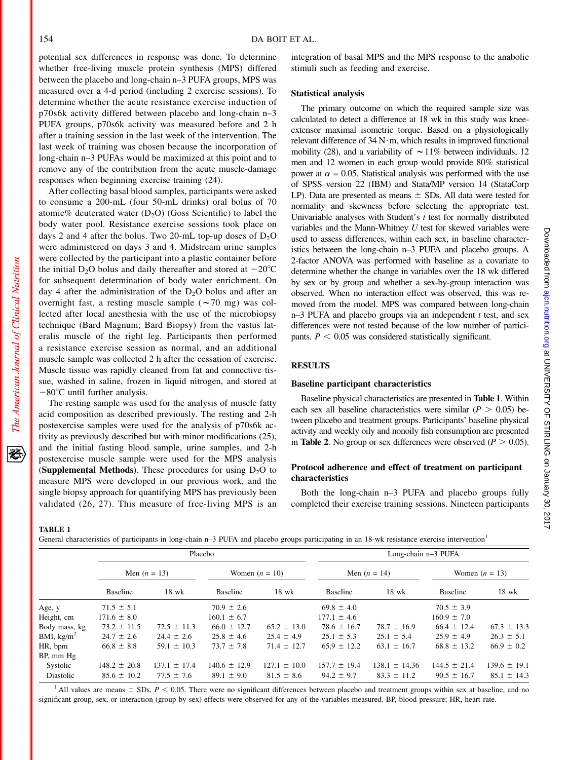potential sex differences in response was done. To determine whether free-living muscle protein synthesis (MPS) differed between the placebo and long-chain n–3 PUFA groups, MPS was measured over a 4-d period (including 2 exercise sessions). To determine whether the acute resistance exercise induction of p70s6k activity differed between placebo and long-chain n–3 PUFA groups, p70s6k activity was measured before and 2 h after a training session in the last week of the intervention. The last week of training was chosen because the incorporation of long-chain n–3 PUFAs would be maximized at this point and to remove any of the contribution from the acute muscle-damage responses when beginning exercise training (24).

After collecting basal blood samples, participants were asked to consume a 200-mL (four 50-mL drinks) oral bolus of 70 atomic% deuterated water ($D_2O$) (Goss Scientific) to label the body water pool. Resistance exercise sessions took place on days 2 and 4 after the bolus. Two 20-mL top-up doses of $D_2O$ were administered on days 3 and 4. Midstream urine samples were collected by the participant into a plastic container before the initial $D_2O$ bolus and daily thereafter and stored at −20°C for subsequent determination of body water enrichment. On day 4 after the administration of the $D_2O$ bolus and after an overnight fast, a resting muscle sample (~70 mg) was collected after local anesthesia with the use of the microbiopsy technique (Bard Magnum; Bard Biopsy) from the vastus lateralis muscle of the right leg. Participants then performed a resistance exercise session as normal, and an additional muscle sample was collected 2 h after the cessation of exercise. Muscle tissue was rapidly cleaned from fat and connective tissue, washed in saline, frozen in liquid nitrogen, and stored at −80°C until further analysis.

The resting sample was used for the analysis of muscle fatty acid composition as described previously. The resting and 2-h postexercise samples were used for the analysis of p70s6k activity as previously described but with minor modifications (25), and the initial fasting blood sample, urine samples, and 2-h postexercise muscle sample were used for the MPS analysis (**Supplemental Methods**). These procedures for using $D_2O$ to measure MPS were developed in our previous work, and the single biopsy approach for quantifying MPS has previously been validated (26, 27). This measure of free-living MPS is an integration of basal MPS and the MPS response to the anabolic stimuli such as feeding and exercise.

### Statistical analysis

The primary outcome on which the required sample size was calculated to detect a difference at 18 wk in this study was knee-extensor maximal isometric torque. Based on a physiologically relevant difference of 34 N·m, which results in improved functional mobility (28), and a variability of ~11% between individuals, 12 men and 12 women in each group would provide 80% statistical power at $\alpha$ = 0.05. Statistical analysis was performed with the use of SPSS version 22 (IBM) and Stata/MP version 14 (StataCorp LP). Data are presented as means ± SDs. All data were tested for normality and skewness before selecting the appropriate test. Univariable analyses with Student's *t* test for normally distributed variables and the Mann-Whitney *U* test for skewed variables were used to assess differences, within each sex, in baseline characteristics between the long-chain n–3 PUFA and placebo groups. A 2-factor ANOVA was performed with baseline as a covariate to determine whether the change in variables over the 18 wk differed by sex or by group and whether a sex-by-group interaction was observed. When no interaction effect was observed, this was removed from the model. MPS was compared between long-chain n–3 PUFA and placebo groups via an independent *t* test, and sex differences were not tested because of the low number of participants. $P < 0.05$ was considered statistically significant.

## RESULTS

### Baseline participant characteristics

Baseline physical characteristics are presented in **Table 1**. Within each sex all baseline characteristics were similar ($P > 0.05$) between placebo and treatment groups. Participants' baseline physical activity and weekly oily and nonoily fish consumption are presented in **Table 2**. No group or sex differences were observed ($P > 0.05$).

### Protocol adherence and effect of treatment on participant characteristics

Both the long-chain n–3 PUFA and placebo groups fully completed their exercise training sessions. Nineteen participants

**TABLE 1**
General characteristics of participants in long-chain n–3 PUFA and placebo groups participating in an 18-wk resistance exercise intervention[1]

| | Placebo | | | | Long-chain n–3 PUFA | | | |
|---|---|---|---|---|---|---|---|---|
| | Men (*n* = 13) | | Women (*n* = 10) | | Men (*n* = 14) | | Women (*n* = 13) | |
| | Baseline | 18 wk | Baseline | 18 wk | Baseline | 18 wk | Baseline | 18 wk |
| Age, y | 71.5 ± 5.1 | | 70.9 ± 2.6 | | 69.8 ± 4.0 | | 70.5 ± 3.9 | |
| Height, cm | 171.6 ± 8.0 | | 160.1 ± 6.7 | | 177.1 ± 4.6 | | 160.9 ± 7.0 | |
| Body mass, kg | 73.2 ± 11.5 | 72.5 ± 11.3 | 66.0 ± 12.7 | 65.2 ± 13.0 | 78.6 ± 16.7 | 78.7 ± 16.9 | 66.4 ± 12.4 | 67.3 ± 13.3 |
| BMI, kg/m$^2$ | 24.7 ± 2.6 | 24.4 ± 2.6 | 25.8 ± 4.6 | 25.4 ± 4.9 | 25.1 ± 5.3 | 25.1 ± 5.4 | 25.9 ± 4.9 | 26.3 ± 5.1 |
| HR, bpm | 66.8 ± 8.8 | 59.1 ± 10.3 | 73.7 ± 7.8 | 71.4 ± 12.7 | 65.9 ± 12.2 | 63.1 ± 16.7 | 68.8 ± 13.2 | 66.9 ± 0.2 |
| BP, mm Hg | | | | | | | | |
| Systolic | 148.2 ± 20.8 | 137.1 ± 17.4 | 140.6 ± 12.9 | 127.1 ± 10.0 | 157.7 ± 19.4 | 138.1 ± 14.36 | 144.5 ± 21.4 | 139.6 ± 19.1 |
| Diastolic | 85.6 ± 10.2 | 77.5 ± 7.6 | 89.1 ± 9.0 | 81.5 ± 8.6 | 94.2 ± 9.7 | 83.3 ± 11.2 | 90.5 ± 16.7 | 85.1 ± 14.3 |

[1] All values are means ± SDs, $P < 0.05$. There were no significant differences between placebo and treatment groups within sex at baseline, and no significant group, sex, or interaction (group by sex) effects were observed for any of the variables measured. BP, blood pressure; HR, heart rate.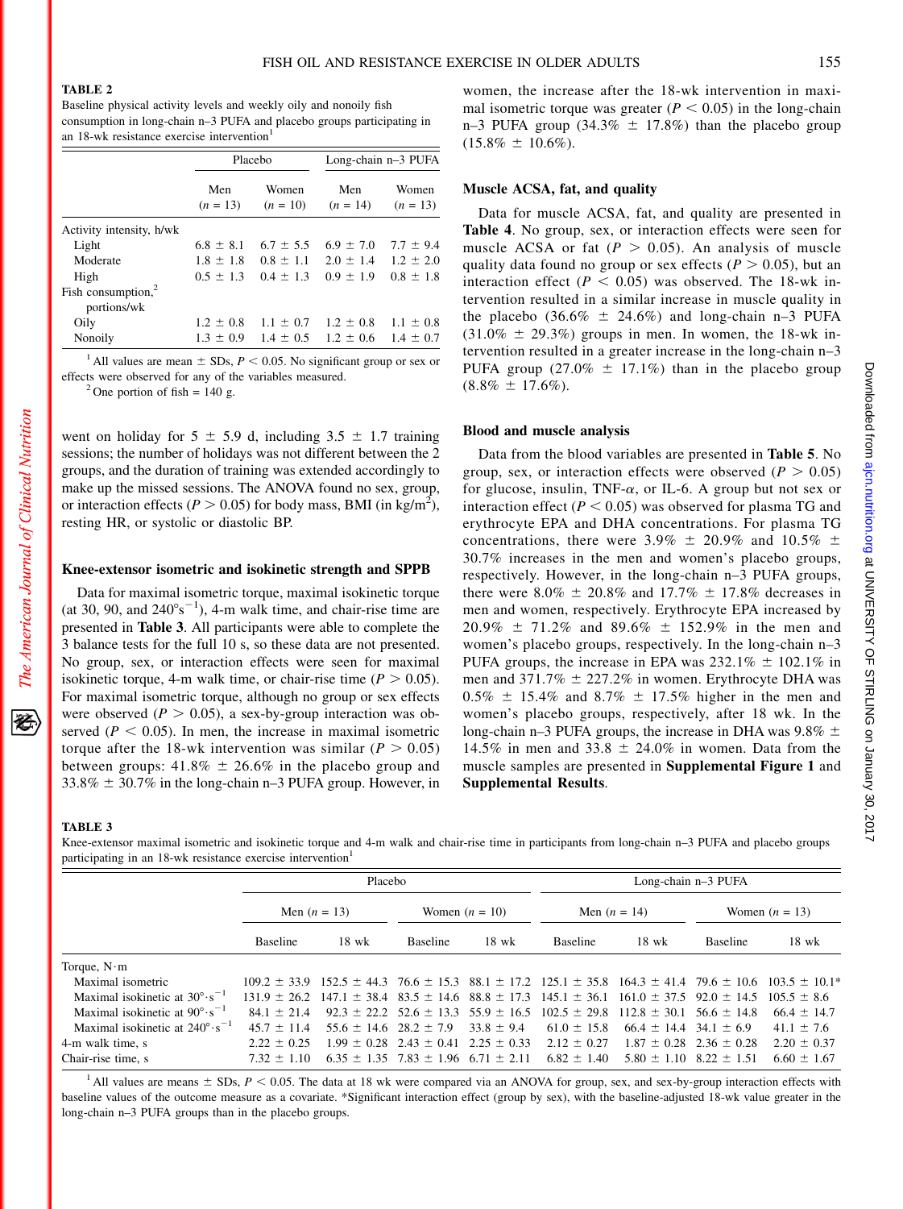**TABLE 2**
Baseline physical activity levels and weekly oily and nonoily fish consumption in long-chain n–3 PUFA and placebo groups participating in an 18-wk resistance exercise intervention[1]

| | Placebo | | Long-chain n–3 PUFA | |
|---|---|---|---|---|
| | Men ($n$ = 13) | Women ($n$ = 10) | Men ($n$ = 14) | Women ($n$ = 13) |
| Activity intensity, h/wk | | | | |
| Light | 6.8 ± 8.1 | 6.7 ± 5.5 | 6.9 ± 7.0 | 7.7 ± 9.4 |
| Moderate | 1.8 ± 1.8 | 0.8 ± 1.1 | 2.0 ± 1.4 | 1.2 ± 2.0 |
| High | 0.5 ± 1.3 | 0.4 ± 1.3 | 0.9 ± 1.9 | 0.8 ± 1.8 |
| Fish consumption,[2] portions/wk | | | | |
| Oily | 1.2 ± 0.8 | 1.1 ± 0.7 | 1.2 ± 0.8 | 1.1 ± 0.8 |
| Nonoily | 1.3 ± 0.9 | 1.4 ± 0.5 | 1.2 ± 0.6 | 1.4 ± 0.7 |

[1] All values are mean ± SDs, $P < 0.05$. No significant group or sex or effects were observed for any of the variables measured.
[2] One portion of fish = 140 g.

went on holiday for 5 ± 5.9 d, including 3.5 ± 1.7 training sessions; the number of holidays was not different between the 2 groups, and the duration of training was extended accordingly to make up the missed sessions. The ANOVA found no sex, group, or interaction effects ($P > 0.05$) for body mass, BMI (in kg/m$^2$), resting HR, or systolic or diastolic BP.

### Knee-extensor isometric and isokinetic strength and SPPB

Data for maximal isometric torque, maximal isokinetic torque (at 30, 90, and 240°s$^{-1}$), 4-m walk time, and chair-rise time are presented in **Table 3**. All participants were able to complete the 3 balance tests for the full 10 s, so these data are not presented. No group, sex, or interaction effects were seen for maximal isokinetic torque, 4-m walk time, or chair-rise time ($P > 0.05$). For maximal isometric torque, although no group or sex effects were observed ($P > 0.05$), a sex-by-group interaction was observed ($P < 0.05$). In men, the increase in maximal isometric torque after the 18-wk intervention was similar ($P > 0.05$) between groups: 41.8% ± 26.6% in the placebo group and 33.8% ± 30.7% in the long-chain n–3 PUFA group. However, in women, the increase after the 18-wk intervention in maximal isometric torque was greater ($P < 0.05$) in the long-chain n–3 PUFA group (34.3% ± 17.8%) than the placebo group (15.8% ± 10.6%).

### Muscle ACSA, fat, and quality

Data for muscle ACSA, fat, and quality are presented in **Table 4**. No group, sex, or interaction effects were seen for muscle ACSA or fat ($P > 0.05$). An analysis of muscle quality data found no group or sex effects ($P > 0.05$), but an interaction effect ($P < 0.05$) was observed. The 18-wk intervention resulted in a similar increase in muscle quality in the placebo (36.6% ± 24.6%) and long-chain n–3 PUFA (31.0% ± 29.3%) groups in men. In women, the 18-wk intervention resulted in a greater increase in the long-chain n–3 PUFA group (27.0% ± 17.1%) than in the placebo group (8.8% ± 17.6%).

### Blood and muscle analysis

Data from the blood variables are presented in **Table 5**. No group, sex, or interaction effects were observed ($P > 0.05$) for glucose, insulin, TNF-$\alpha$, or IL-6. A group but not sex or interaction effect ($P < 0.05$) was observed for plasma TG and erythrocyte EPA and DHA concentrations. For plasma TG concentrations, there were 3.9% ± 20.9% and 10.5% ± 30.7% increases in the men and women's placebo groups, respectively. However, in the long-chain n–3 PUFA groups, there were 8.0% ± 20.8% and 17.7% ± 17.8% decreases in men and women, respectively. Erythrocyte EPA increased by 20.9% ± 71.2% and 89.6% ± 152.9% in the men and women's placebo groups, respectively. In the long-chain n–3 PUFA groups, the increase in EPA was 232.1% ± 102.1% in men and 371.7% ± 227.2% in women. Erythrocyte DHA was 0.5% ± 15.4% and 8.7% ± 17.5% higher in the men and women's placebo groups, respectively, after 18 wk. In the long-chain n–3 PUFA groups, the increase in DHA was 9.8% ± 14.5% in men and 33.8 ± 24.0% in women. Data from the muscle samples are presented in **Supplemental Figure 1** and **Supplemental Results**.

**TABLE 3**
Knee-extensor maximal isometric and isokinetic torque and 4-m walk and chair-rise time in participants from long-chain n–3 PUFA and placebo groups participating in an 18-wk resistance exercise intervention[1]

| | Placebo | | | | Long-chain n–3 PUFA | | | |
|---|---|---|---|---|---|---|---|---|
| | Men ($n$ = 13) | | Women ($n$ = 10) | | Men ($n$ = 14) | | Women ($n$ = 13) | |
| | Baseline | 18 wk | Baseline | 18 wk | Baseline | 18 wk | Baseline | 18 wk |
| Torque, N·m | | | | | | | | |
| Maximal isometric | 109.2 ± 33.9 | 152.5 ± 44.3 | 76.6 ± 15.3 | 88.1 ± 17.2 | 125.1 ± 35.8 | 164.3 ± 41.4 | 79.6 ± 10.6 | 103.5 ± 10.1* |
| Maximal isokinetic at 30°·s$^{-1}$ | 131.9 ± 26.2 | 147.1 ± 38.4 | 83.5 ± 14.6 | 88.8 ± 17.3 | 145.1 ± 36.1 | 161.0 ± 37.5 | 92.0 ± 14.5 | 105.5 ± 8.6 |
| Maximal isokinetic at 90°·s$^{-1}$ | 84.1 ± 21.4 | 92.3 ± 22.2 | 52.6 ± 13.3 | 55.9 ± 16.5 | 102.5 ± 29.8 | 112.8 ± 30.1 | 56.6 ± 14.8 | 66.4 ± 14.7 |
| Maximal isokinetic at 240°·s$^{-1}$ | 45.7 ± 11.4 | 55.6 ± 14.6 | 28.2 ± 7.9 | 33.8 ± 9.4 | 61.0 ± 15.8 | 66.4 ± 14.4 | 34.1 ± 6.9 | 41.1 ± 7.6 |
| 4-m walk time, s | 2.22 ± 0.25 | 1.99 ± 0.28 | 2.43 ± 0.41 | 2.25 ± 0.33 | 2.12 ± 0.27 | 1.87 ± 0.28 | 2.36 ± 0.28 | 2.20 ± 0.37 |
| Chair-rise time, s | 7.32 ± 1.10 | 6.35 ± 1.35 | 7.83 ± 1.96 | 6.71 ± 2.11 | 6.82 ± 1.40 | 5.80 ± 1.10 | 8.22 ± 1.51 | 6.60 ± 1.67 |

[1] All values are means ± SDs, $P < 0.05$. The data at 18 wk were compared via an ANOVA for group, sex, and sex-by-group interaction effects with baseline values of the outcome measure as a covariate. *Significant interaction effect (group by sex), with the baseline-adjusted 18-wk value greater in the long-chain n–3 PUFA groups than in the placebo groups.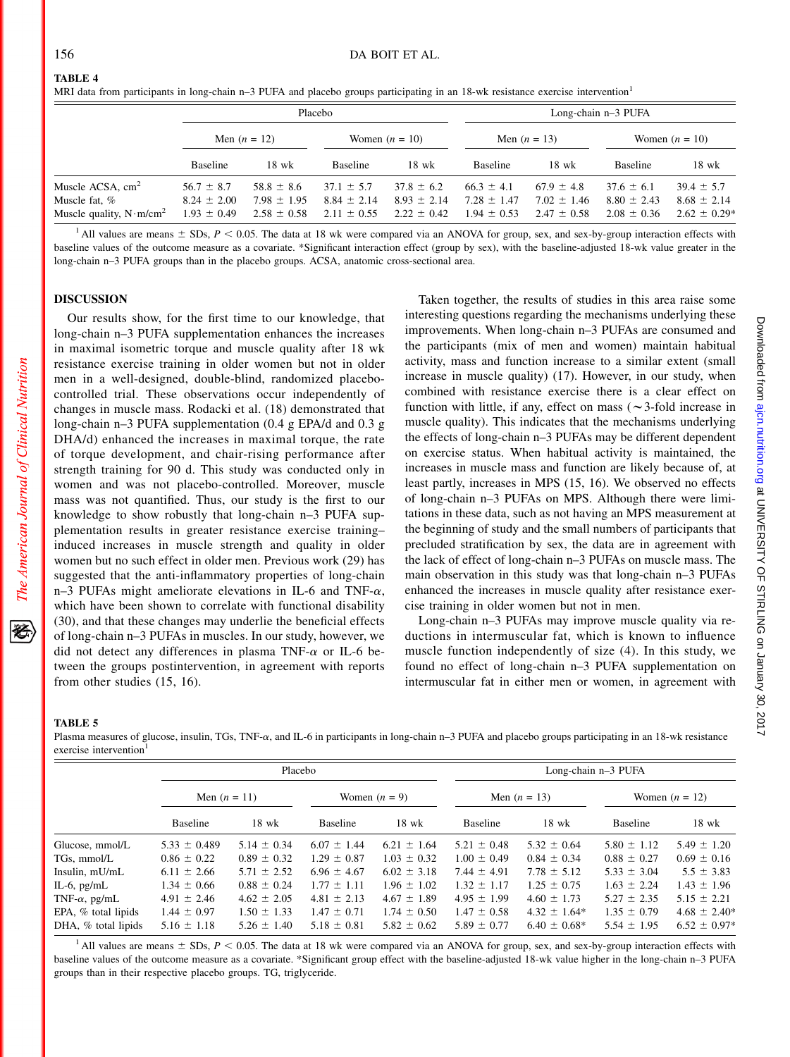**TABLE 4**
MRI data from participants in long-chain n–3 PUFA and placebo groups participating in an 18-wk resistance exercise intervention[1]

| | Placebo | | | | Long-chain n–3 PUFA | | | |
|---|---|---|---|---|---|---|---|---|
| | Men ($n$ = 12) | | Women ($n$ = 10) | | Men ($n$ = 13) | | Women ($n$ = 10) | |
| | Baseline | 18 wk | Baseline | 18 wk | Baseline | 18 wk | Baseline | 18 wk |
| Muscle ACSA, $cm^2$ | 56.7 ± 8.7 | 58.8 ± 8.6 | 37.1 ± 5.7 | 37.8 ± 6.2 | 66.3 ± 4.1 | 67.9 ± 4.8 | 37.6 ± 6.1 | 39.4 ± 5.7 |
| Muscle fat, % | 8.24 ± 2.00 | 7.98 ± 1.95 | 8.84 ± 2.14 | 8.93 ± 2.14 | 7.28 ± 1.47 | 7.02 ± 1.46 | 8.80 ± 2.43 | 8.68 ± 2.14 |
| Muscle quality, $N \cdot m/cm^2$ | 1.93 ± 0.49 | 2.58 ± 0.58 | 2.11 ± 0.55 | 2.22 ± 0.42 | 1.94 ± 0.53 | 2.47 ± 0.58 | 2.08 ± 0.36 | 2.62 ± 0.29* |

[1] All values are means ± SDs, $P < 0.05$. The data at 18 wk were compared via an ANOVA for group, sex, and sex-by-group interaction effects with baseline values of the outcome measure as a covariate. *Significant interaction effect (group by sex), with the baseline-adjusted 18-wk value greater in the long-chain n–3 PUFA groups than in the placebo groups. ACSA, anatomic cross-sectional area.

## DISCUSSION

Our results show, for the first time to our knowledge, that long-chain n–3 PUFA supplementation enhances the increases in maximal isometric torque and muscle quality after 18 wk resistance exercise training in older women but not in older men in a well-designed, double-blind, randomized placebo-controlled trial. These observations occur independently of changes in muscle mass. Rodacki et al. (18) demonstrated that long-chain n–3 PUFA supplementation (0.4 g EPA/d and 0.3 g DHA/d) enhanced the increases in maximal torque, the rate of torque development, and chair-rising performance after strength training for 90 d. This study was conducted only in women and was not placebo-controlled. Moreover, muscle mass was not quantified. Thus, our study is the first to our knowledge to show robustly that long-chain n–3 PUFA supplementation results in greater resistance exercise training–induced increases in muscle strength and quality in older women but no such effect in older men. Previous work (29) has suggested that the anti-inflammatory properties of long-chain n–3 PUFAs might ameliorate elevations in IL-6 and TNF-$\alpha$, which have been shown to correlate with functional disability (30), and that these changes may underlie the beneficial effects of long-chain n–3 PUFAs in muscles. In our study, however, we did not detect any differences in plasma TNF-$\alpha$ or IL-6 between the groups postintervention, in agreement with reports from other studies (15, 16).

Taken together, the results of studies in this area raise some interesting questions regarding the mechanisms underlying these improvements. When long-chain n–3 PUFAs are consumed and the participants (mix of men and women) maintain habitual activity, mass and function increase to a similar extent (small increase in muscle quality) (17). However, in our study, when combined with resistance exercise there is a clear effect on function with little, if any, effect on mass (~3-fold increase in muscle quality). This indicates that the mechanisms underlying the effects of long-chain n–3 PUFAs may be different dependent on exercise status. When habitual activity is maintained, the increases in muscle mass and function are likely because of, at least partly, increases in MPS (15, 16). We observed no effects of long-chain n–3 PUFAs on MPS. Although there were limitations in these data, such as not having an MPS measurement at the beginning of study and the small numbers of participants that precluded stratification by sex, the data are in agreement with the lack of effect of long-chain n–3 PUFAs on muscle mass. The main observation in this study was that long-chain n–3 PUFAs enhanced the increases in muscle quality after resistance exercise training in older women but not in men.

Long-chain n–3 PUFAs may improve muscle quality via reductions in intermuscular fat, which is known to influence muscle function independently of size (4). In this study, we found no effect of long-chain n–3 PUFA supplementation on intermuscular fat in either men or women, in agreement with

**TABLE 5**
Plasma measures of glucose, insulin, TGs, TNF-$\alpha$, and IL-6 in participants in long-chain n–3 PUFA and placebo groups participating in an 18-wk resistance exercise intervention[1]

| | Placebo | | | | Long-chain n–3 PUFA | | | |
|---|---|---|---|---|---|---|---|---|
| | Men ($n$ = 11) | | Women ($n$ = 9) | | Men ($n$ = 13) | | Women ($n$ = 12) | |
| | Baseline | 18 wk | Baseline | 18 wk | Baseline | 18 wk | Baseline | 18 wk |
| Glucose, mmol/L | 5.33 ± 0.489 | 5.14 ± 0.34 | 6.07 ± 1.44 | 6.21 ± 1.64 | 5.21 ± 0.48 | 5.32 ± 0.64 | 5.80 ± 1.12 | 5.49 ± 1.20 |
| TGs, mmol/L | 0.86 ± 0.22 | 0.89 ± 0.32 | 1.29 ± 0.87 | 1.03 ± 0.32 | 1.00 ± 0.49 | 0.84 ± 0.34 | 0.88 ± 0.27 | 0.69 ± 0.16 |
| Insulin, mU/mL | 6.11 ± 2.66 | 5.71 ± 2.52 | 6.96 ± 4.67 | 6.02 ± 3.18 | 7.44 ± 4.91 | 7.78 ± 5.12 | 5.33 ± 3.04 | 5.5 ± 3.83 |
| IL-6, pg/mL | 1.34 ± 0.66 | 0.88 ± 0.24 | 1.77 ± 1.11 | 1.96 ± 1.02 | 1.32 ± 1.17 | 1.25 ± 0.75 | 1.63 ± 2.24 | 1.43 ± 1.96 |
| TNF-$\alpha$, pg/mL | 4.91 ± 2.46 | 4.62 ± 2.05 | 4.81 ± 2.13 | 4.67 ± 1.89 | 4.95 ± 1.99 | 4.60 ± 1.73 | 5.27 ± 2.35 | 5.15 ± 2.21 |
| EPA, % total lipids | 1.44 ± 0.97 | 1.50 ± 1.33 | 1.47 ± 0.71 | 1.74 ± 0.50 | 1.47 ± 0.58 | 4.32 ± 1.64* | 1.35 ± 0.79 | 4.68 ± 2.40* |
| DHA, % total lipids | 5.16 ± 1.18 | 5.26 ± 1.40 | 5.18 ± 0.81 | 5.82 ± 0.62 | 5.89 ± 0.77 | 6.40 ± 0.68* | 5.54 ± 1.95 | 6.52 ± 0.97* |

[1] All values are means ± SDs, $P < 0.05$. The data at 18 wk were compared via an ANOVA for group, sex, and sex-by-group interaction effects with baseline values of the outcome measure as a covariate. *Significant group effect with the baseline-adjusted 18-wk value higher in the long-chain n–3 PUFA groups than in their respective placebo groups. TG, triglyceride.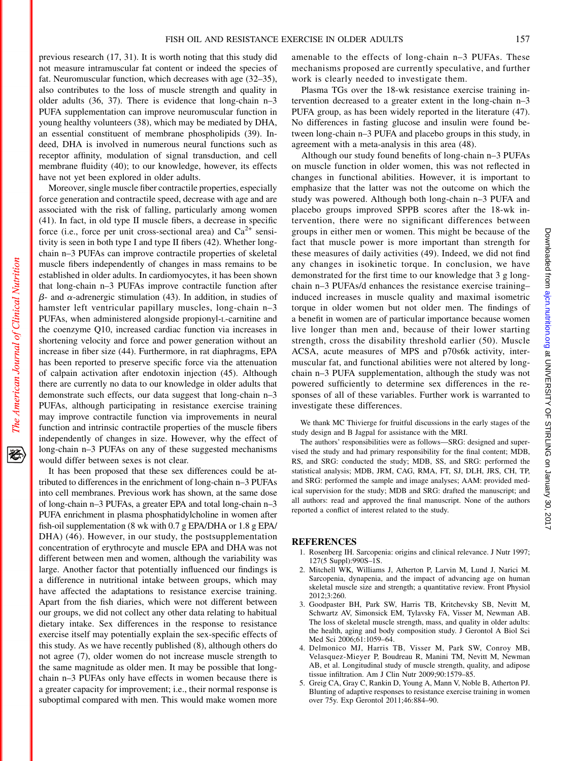previous research (17, 31). It is worth noting that this study did not measure intramuscular fat content or indeed the species of fat. Neuromuscular function, which decreases with age (32–35), also contributes to the loss of muscle strength and quality in older adults (36, 37). There is evidence that long-chain n–3 PUFA supplementation can improve neuromuscular function in young healthy volunteers (38), which may be mediated by DHA, an essential constituent of membrane phospholipids (39). Indeed, DHA is involved in numerous neural functions such as receptor affinity, modulation of signal transduction, and cell membrane fluidity (40); to our knowledge, however, its effects have not yet been explored in older adults.

Moreover, single muscle fiber contractile properties, especially force generation and contractile speed, decrease with age and are associated with the risk of falling, particularly among women (41). In fact, in old type II muscle fibers, a decrease in specific force (i.e., force per unit cross-sectional area) and $Ca^{2+}$ sensitivity is seen in both type I and type II fibers (42). Whether long-chain n–3 PUFAs can improve contractile properties of skeletal muscle fibers independently of changes in mass remains to be established in older adults. In cardiomyocytes, it has been shown that long-chain n–3 PUFAs improve contractile function after $\beta$- and $\alpha$-adrenergic stimulation (43). In addition, in studies of hamster left ventricular papillary muscles, long-chain n–3 PUFAs, when administered alongside propionyl-L-carnitine and the coenzyme Q10, increased cardiac function via increases in shortening velocity and force and power generation without an increase in fiber size (44). Furthermore, in rat diaphragms, EPA has been reported to preserve specific force via the attenuation of calpain activation after endotoxin injection (45). Although there are currently no data to our knowledge in older adults that demonstrate such effects, our data suggest that long-chain n–3 PUFAs, although participating in resistance exercise training may improve contractile function via improvements in neural function and intrinsic contractile properties of the muscle fibers independently of changes in size. However, why the effect of long-chain n–3 PUFAs on any of these suggested mechanisms would differ between sexes is not clear.

It has been proposed that these sex differences could be attributed to differences in the enrichment of long-chain n–3 PUFAs into cell membranes. Previous work has shown, at the same dose of long-chain n–3 PUFAs, a greater EPA and total long-chain n–3 PUFA enrichment in plasma phosphatidylcholine in women after fish-oil supplementation (8 wk with 0.7 g EPA/DHA or 1.8 g EPA/DHA) (46). However, in our study, the postsupplementation concentration of erythrocyte and muscle EPA and DHA was not different between men and women, although the variability was large. Another factor that potentially influenced our findings is a difference in nutritional intake between groups, which may have affected the adaptations to resistance exercise training. Apart from the fish diaries, which were not different between our groups, we did not collect any other data relating to habitual dietary intake. Sex differences in the response to resistance exercise itself may potentially explain the sex-specific effects of this study. As we have recently published (8), although others do not agree (7), older women do not increase muscle strength to the same magnitude as older men. It may be possible that long-chain n–3 PUFAs only have effects in women because there is a greater capacity for improvement; i.e., their normal response is suboptimal compared with men. This would make women more amenable to the effects of long-chain n–3 PUFAs. These mechanisms proposed are currently speculative, and further work is clearly needed to investigate them.

Plasma TGs over the 18-wk resistance exercise training intervention decreased to a greater extent in the long-chain n–3 PUFA group, as has been widely reported in the literature (47). No differences in fasting glucose and insulin were found between long-chain n–3 PUFA and placebo groups in this study, in agreement with a meta-analysis in this area (48).

Although our study found benefits of long-chain n–3 PUFAs on muscle function in older women, this was not reflected in changes in functional abilities. However, it is important to emphasize that the latter was not the outcome on which the study was powered. Although both long-chain n–3 PUFA and placebo groups improved SPPB scores after the 18-wk intervention, there were no significant differences between groups in either men or women. This might be because of the fact that muscle power is more important than strength for these measures of daily activities (49). Indeed, we did not find any changes in isokinetic torque. In conclusion, we have demonstrated for the first time to our knowledge that 3 g long-chain n–3 PUFAs/d enhances the resistance exercise training–induced increases in muscle quality and maximal isometric torque in older women but not older men. The findings of a benefit in women are of particular importance because women live longer than men and, because of their lower starting strength, cross the disability threshold earlier (50). Muscle ACSA, acute measures of MPS and p70s6k activity, intermuscular fat, and functional abilities were not altered by long-chain n–3 PUFA supplementation, although the study was not powered sufficiently to determine sex differences in the responses of all of these variables. Further work is warranted to investigate these differences.

We thank MC Thivierge for fruitful discussions in the early stages of the study design and B Jagpal for assistance with the MRI.

The authors' responsibilities were as follows—SRG: designed and supervised the study and had primary responsibility for the final content; MDB, RS, and SRG: conducted the study; MDB, SS, and SRG: performed the statistical analysis; MDB, JRM, CAG, RMA, FT, SJ, DLH, JRS, CH, TP, and SRG: performed the sample and image analyses; AAM: provided medical supervision for the study; MDB and SRG: drafted the manuscript; and all authors: read and approved the final manuscript. None of the authors reported a conflict of interest related to the study.

## REFERENCES

1. Rosenberg IH. Sarcopenia: origins and clinical relevance. J Nutr 1997; 127(5 Suppl):990S–1S.
2. Mitchell WK, Williams J, Atherton P, Larvin M, Lund J, Narici M. Sarcopenia, dynapenia, and the impact of advancing age on human skeletal muscle size and strength; a quantitative review. Front Physiol 2012;3:260.
3. Goodpaster BH, Park SW, Harris TB, Kritchevsky SB, Nevitt M, Schwartz AV, Simonsick EM, Tylavsky FA, Visser M, Newman AB. The loss of skeletal muscle strength, mass, and quality in older adults: the health, aging and body composition study. J Gerontol A Biol Sci Med Sci 2006;61:1059–64.
4. Delmonico MJ, Harris TB, Visser M, Park SW, Conroy MB, Velasquez-Mieyer P, Boudreau R, Manini TM, Nevitt M, Newman AB, et al. Longitudinal study of muscle strength, quality, and adipose tissue infiltration. Am J Clin Nutr 2009;90:1579–85.
5. Greig CA, Gray C, Rankin D, Young A, Mann V, Noble B, Atherton PJ. Blunting of adaptive responses to resistance exercise training in women over 75y. Exp Gerontol 2011;46:884–90.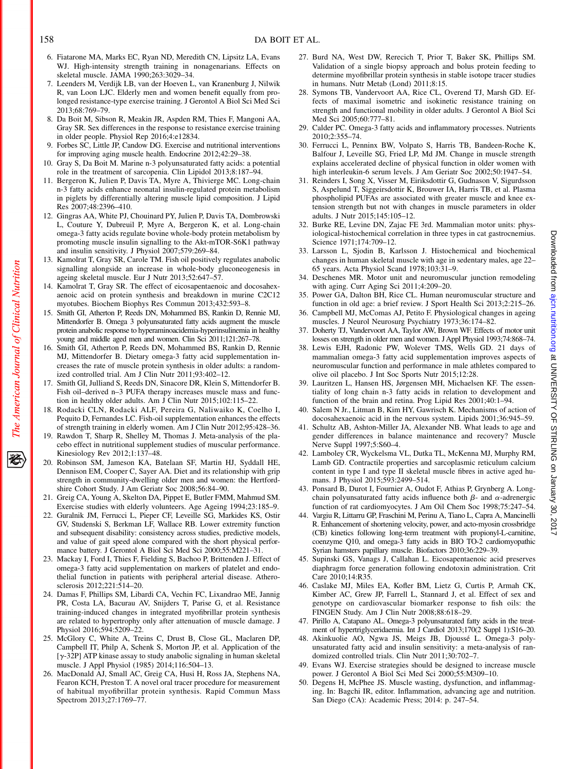6. Fiatarone MA, Marks EC, Ryan ND, Meredith CN, Lipsitz LA, Evans WJ. High-intensity strength training in nonagenarians. Effects on skeletal muscle. JAMA 1990;263:3029–34.
7. Leenders M, Verdijk LB, van der Hoeven L, van Kranenburg J, Nilwik R, van Loon LJC. Elderly men and women benefit equally from prolonged resistance-type exercise training. J Gerontol A Biol Sci Med Sci 2013;68:769–79.
8. Da Boit M, Sibson R, Meakin JR, Aspden RM, Thies F, Mangoni AA, Gray SR. Sex differences in the response to resistance exercise training in older people. Physiol Rep 2016;4:e12834.
9. Forbes SC, Little JP, Candow DG. Exercise and nutritional interventions for improving aging muscle health. Endocrine 2012;42:29–38.
10. Gray S, Da Boit M. Marine n-3 polyunsaturated fatty acids: a potential role in the treatment of sarcopenia. Clin Lipidol 2013;8:187–94.
11. Bergeron K, Julien P, Davis TA, Myre A, Thivierge MC. Long-chain n-3 fatty acids enhance neonatal insulin-regulated protein metabolism in piglets by differentially altering muscle lipid composition. J Lipid Res 2007;48:2396–410.
12. Gingras AA, White PJ, Chouinard PY, Julien P, Davis TA, Dombrowski L, Couture Y, Dubreuil P, Myre A, Bergeron K, et al. Long-chain omega-3 fatty acids regulate bovine whole-body protein metabolism by promoting muscle insulin signalling to the Akt-mTOR-S6K1 pathway and insulin sensitivity. J Physiol 2007;579:269–84.
13. Kamolrat T, Gray SR, Carole TM. Fish oil positively regulates anabolic signalling alongside an increase in whole-body gluconeogenesis in ageing skeletal muscle. Eur J Nutr 2013;52:647–57.
14. Kamolrat T, Gray SR. The effect of eicosapentaenoic and docosahexaenoic acid on protein synthesis and breakdown in murine C2C12 myotubes. Biochem Biophys Res Commun 2013;432:593–8.
15. Smith GI, Atherton P, Reeds DN, Mohammed BS, Rankin D, Rennie MJ, Mittendorfer B. Omega 3 polyunsaturated fatty acids augment the muscle protein anabolic response to hyperaminoacidemia-hyperinsulinemia in healthy young and middle aged men and women. Clin Sci 2011;121:267–78.
16. Smith GI, Atherton P, Reeds DN, Mohammed BS, Rankin D, Rennie MJ, Mittendorfer B. Dietary omega-3 fatty acid supplementation increases the rate of muscle protein synthesis in older adults: a randomized controlled trial. Am J Clin Nutr 2011;93:402–12.
17. Smith GI, Julliand S, Reeds DN, Sinacore DR, Klein S, Mittendorfer B. Fish oil–derived n–3 PUFA therapy increases muscle mass and function in healthy older adults. Am J Clin Nutr 2015;102:115–22.
18. Rodacki CLN, Rodacki ALF, Pereira G, Naliwaiko K, Coelho I, Pequito D, Fernandes LC. Fish-oil supplementation enhances the effects of strength training in elderly women. Am J Clin Nutr 2012;95:428–36.
19. Rawdon T, Sharp R, Shelley M, Thomas J. Meta-analysis of the placebo effect in nutritional supplement studies of muscular performance. Kinesiology Rev 2012;1:137–48.
20. Robinson SM, Jameson KA, Batelaan SF, Martin HJ, Syddall HE, Dennison EM, Cooper C, Sayer AA. Diet and its relationship with grip strength in community-dwelling older men and women: the Hertfordshire Cohort Study. J Am Geriatr Soc 2008;56:84–90.
21. Greig CA, Young A, Skelton DA, Pippet E, Butler FMM, Mahmud SM. Exercise studies with elderly volunteers. Age Ageing 1994;23:185–9.
22. Guralnik JM, Ferrucci L, Pieper CF, Leveille SG, Markides KS, Ostir GV, Studenski S, Berkman LF, Wallace RB. Lower extremity function and subsequent disability: consistency across studies, predictive models, and value of gait speed alone compared with the short physical performance battery. J Gerontol A Biol Sci Med Sci 2000;55:M221–31.
23. Mackay I, Ford I, Thies F, Fielding S, Bachoo P, Brittenden J. Effect of omega-3 fatty acid supplementation on markers of platelet and endothelial function in patients with peripheral arterial disease. Atherosclerosis 2012;221:514–20.
24. Damas F, Phillips SM, Libardi CA, Vechin FC, Lixandrao ME, Jannig PR, Costa LA, Bacurau AV, Snijders T, Parise G, et al. Resistance training-induced changes in integrated myofibrillar protein synthesis are related to hypertrophy only after attenuation of muscle damage. J Physiol 2016;594:5209–22.
25. McGlory C, White A, Treins C, Drust B, Close GL, Maclaren DP, Campbell IT, Philp A, Schenk S, Morton JP, et al. Application of the [γ-32P] ATP kinase assay to study anabolic signaling in human skeletal muscle. J Appl Physiol (1985) 2014;116:504–13.
26. MacDonald AJ, Small AC, Greig CA, Husi H, Ross JA, Stephens NA, Fearon KCH, Preston T. A novel oral tracer procedure for measurement of habitual myofibrillar protein synthesis. Rapid Commun Mass Spectrom 2013;27:1769–77.
27. Burd NA, West DW, Rerecich T, Prior T, Baker SK, Phillips SM. Validation of a single biopsy approach and bolus protein feeding to determine myofibrillar protein synthesis in stable isotope tracer studies in humans. Nutr Metab (Lond) 2011;8:15.
28. Symons TB, Vandervoort AA, Rice CL, Overend TJ, Marsh GD. Effects of maximal isometric and isokinetic resistance training on strength and functional mobility in older adults. J Gerontol A Biol Sci Med Sci 2005;60:777–81.
29. Calder PC. Omega-3 fatty acids and inflammatory processes. Nutrients 2010;2:355–74.
30. Ferrucci L, Penninx BW, Volpato S, Harris TB, Bandeen-Roche K, Balfour J, Leveille SG, Fried LP, Md JM. Change in muscle strength explains accelerated decline of physical function in older women with high interleukin-6 serum levels. J Am Geriatr Soc 2002;50:1947–54.
31. Reinders I, Song X, Visser M, Eiriksdottir G, Gudnason V, Sigurdsson S, Aspelund T, Siggeirsdottir K, Brouwer IA, Harris TB, et al. Plasma phospholipid PUFAs are associated with greater muscle and knee extension strength but not with changes in muscle parameters in older adults. J Nutr 2015;145:105–12.
32. Burke RE, Levine DN, Zajac FE 3rd. Mammalian motor units: physiological-histochemical correlation in three types in cat gastrocnemius. Science 1971;174:709–12.
33. Larsson L, Sjodin B, Karlsson J. Histochemical and biochemical changes in human skeletal muscle with age in sedentary males, age 22–65 years. Acta Physiol Scand 1978;103:31–9.
34. Deschenes MR. Motor unit and neuromuscular junction remodeling with aging. Curr Aging Sci 2011;4:209–20.
35. Power GA, Dalton BH, Rice CL. Human neuromuscular structure and function in old age: a brief review. J Sport Health Sci 2013;2:215–26.
36. Campbell MJ, McComas AJ, Petito F. Physiological changes in ageing muscles. J Neurol Neurosurg Psychiatry 1973;36:174–82.
37. Doherty TJ, Vandervoort AA, Taylor AW, Brown WF. Effects of motor unit losses on strength in older men and women. J Appl Physiol 1993;74:868–74.
38. Lewis EJH, Radonic PW, Wolever TMS, Wells GD. 21 days of mammalian omega-3 fatty acid supplementation improves aspects of neuromuscular function and performance in male athletes compared to olive oil placebo. J Int Soc Sports Nutr 2015;12:28.
39. Lauritzen L, Hansen HS, Jørgensen MH, Michaelsen KF. The essentiality of long chain n-3 fatty acids in relation to development and function of the brain and retina. Prog Lipid Res 2001;40:1–94.
40. Salem N Jr., Litman B, Kim HY, Gawrisch K. Mechanisms of action of docosahexaenoic acid in the nervous system. Lipids 2001;36:945–59.
41. Schultz AB, Ashton-Miller JA, Alexander NB. What leads to age and gender differences in balance maintenance and recovery? Muscle Nerve Suppl 1997;5:S60–4.
42. Lamboley CR, Wyckelsma VL, Dutka TL, McKenna MJ, Murphy RM, Lamb GD. Contractile properties and sarcoplasmic reticulum calcium content in type I and type II skeletal muscle fibres in active aged humans. J Physiol 2015;593:2499–514.
43. Ponsard B, Durot I, Fournier A, Oudot F, Athias P, Grynberg A. Long-chain polyunsaturated fatty acids influence both β- and α-adrenergic function of rat cardiomyocytes. J Am Oil Chem Soc 1998;75:247–54.
44. Vargiu R, Littarru GP, Fraschini M, Perinu A, Tiano L, Capra A, Mancinelli R. Enhancement of shortening velocity, power, and acto-myosin crossbridge (CB) kinetics following long-term treatment with propionyl-L-carnitine, coenzyme Q10, and omega-3 fatty acids in BIO TO-2 cardiomyopathic Syrian hamsters papillary muscle. Biofactors 2010;36:229–39.
45. Supinski GS, Vanags J, Callahan L. Eicosapentaenoic acid preserves diaphragm force generation following endotoxin administration. Crit Care 2010;14:R35.
46. Caslake MJ, Miles EA, Kofler BM, Lietz G, Curtis P, Armah CK, Kimber AC, Grew JP, Farrell L, Stannard J, et al. Effect of sex and genotype on cardiovascular biomarker response to fish oils: the FINGEN Study. Am J Clin Nutr 2008;88:618–29.
47. Pirillo A, Catapano AL. Omega-3 polyunsaturated fatty acids in the treatment of hypertriglyceridaemia. Int J Cardiol 2013;170(2 Suppl 1):S16–20.
48. Akinkuolie AO, Ngwa JS, Meigs JB, Djoussé L. Omega-3 polyunsaturated fatty acid and insulin sensitivity: a meta-analysis of randomized controlled trials. Clin Nutr 2011;30:702–7.
49. Evans WJ. Exercise strategies should be designed to increase muscle power. J Gerontol A Biol Sci Med Sci 2000;55:M309–10.
50. Degens H, McPhee JS. Muscle wasting, dysfunction, and inflammaging. In: Bagchi IR, editor. Inflammation, advancing age and nutrition. San Diego (CA): Academic Press; 2014: p. 247–54.